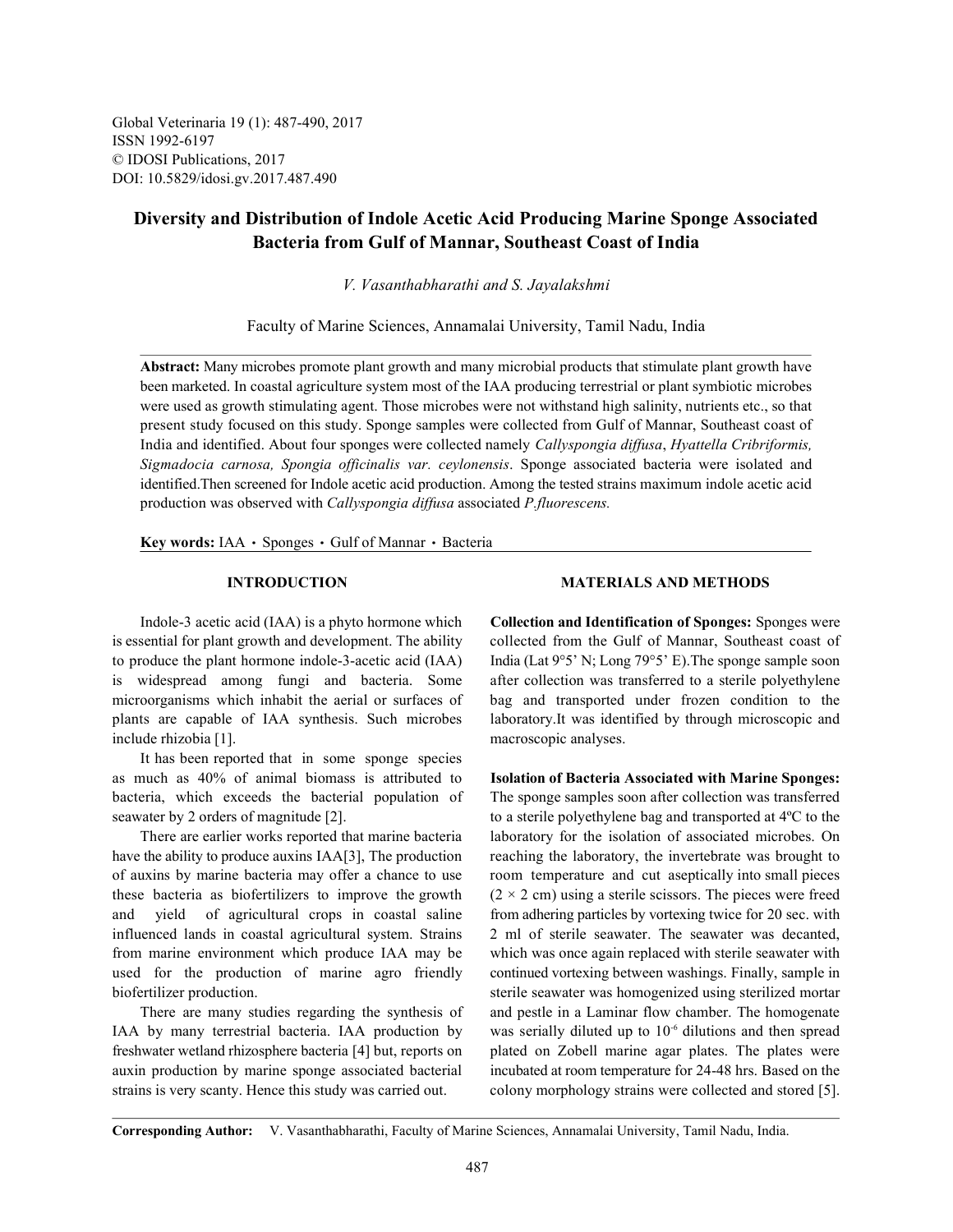# Diversity and Distribution of Indole Acetic Acid Producing Marine Sponge Associated Bacteria from Gulf of Mannar, Southeast Coast of India

*V. Vasanthabharathi and S. Jayalakshmi*

Faculty of Marine Sciences, Annamalai University, Tamil Nadu, India

**Abstract:** Many microbes promote plant growth and many microbial products that stimulate plant growth have been marketed. In coastal agriculture system most of the IAA producing terrestrial or plant symbiotic microbes were used as growth stimulating agent. Those microbes were not withstand high salinity, nutrients etc., so that present study focused on this study. Sponge samples were collected from Gulf of Mannar, Southeast coast of India and identified. About four sponges were collected namely *Callyspongia diffusa*, *Hyattella Cribriformis, Sigmadocia carnosa, Spongia officinalis var. ceylonensis*. Sponge associated bacteria were isolated and identified.Then screened for Indole acetic acid production. Among the tested strains maximum indole acetic acid production was observed with *Callyspongia diffusa* associated *P.fluorescens.*

**Key words:** IAA · Sponges · Gulf of Mannar · Bacteria

## INTRODUCTION

Indole-3 acetic acid (IAA) is a phyto hormone which is essential for plant growth and development. The ability to produce the plant hormone indole-3-acetic acid (IAA) is widespread among fungi and bacteria. Some microorganisms which inhabit the aerial or surfaces of plants are capable of IAA synthesis. Such microbes include rhizobia [1].

It has been reported that in some sponge species as much as 40% of animal biomass is attributed to bacteria, which exceeds the bacterial population of seawater by 2 orders of magnitude [2].

There are earlier works reported that marine bacteria have the ability to produce auxins IAA[3], The production of auxins by marine bacteria may offer a chance to use these bacteria as biofertilizers to improve the growth and yield of agricultural crops in coastal saline influenced lands in coastal agricultural system. Strains from marine environment which produce IAA may be used for the production of marine agro friendly biofertilizer production.

There are many studies regarding the synthesis of IAA by many terrestrial bacteria. IAA production by freshwater wetland rhizosphere bacteria [4] but, reports on auxin production by marine sponge associated bacterial strains is very scanty. Hence this study was carried out.

## MATERIALS AND METHODS

**Collection and Identification of Sponges:** Sponges were collected from the Gulf of Mannar, Southeast coast of India (Lat 9°5' N; Long 79°5' E).The sponge sample soon after collection was transferred to a sterile polyethylene bag and transported under frozen condition to the laboratory.It was identified by through microscopic and macroscopic analyses.

**Isolation of Bacteria Associated with Marine Sponges:** The sponge samples soon after collection was transferred to a sterile polyethylene bag and transported at 4ºC to the laboratory for the isolation of associated microbes. On reaching the laboratory, the invertebrate was brought to room temperature and cut aseptically into small pieces ($2 \times 2$ cm) using a sterile scissors. The pieces were freed from adhering particles by vortexing twice for 20 sec. with 2 ml of sterile seawater. The seawater was decanted, which was once again replaced with sterile seawater with continued vortexing between washings. Finally, sample in sterile seawater was homogenized using sterilized mortar and pestle in a Laminar flow chamber. The homogenate was serially diluted up to $10^{-6}$ dilutions and then spread plated on Zobell marine agar plates. The plates were incubated at room temperature for 24-48 hrs. Based on the colony morphology strains were collected and stored [5].

**Corresponding Author:** V. Vasanthabharathi, Faculty of Marine Sciences, Annamalai University, Tamil Nadu, India.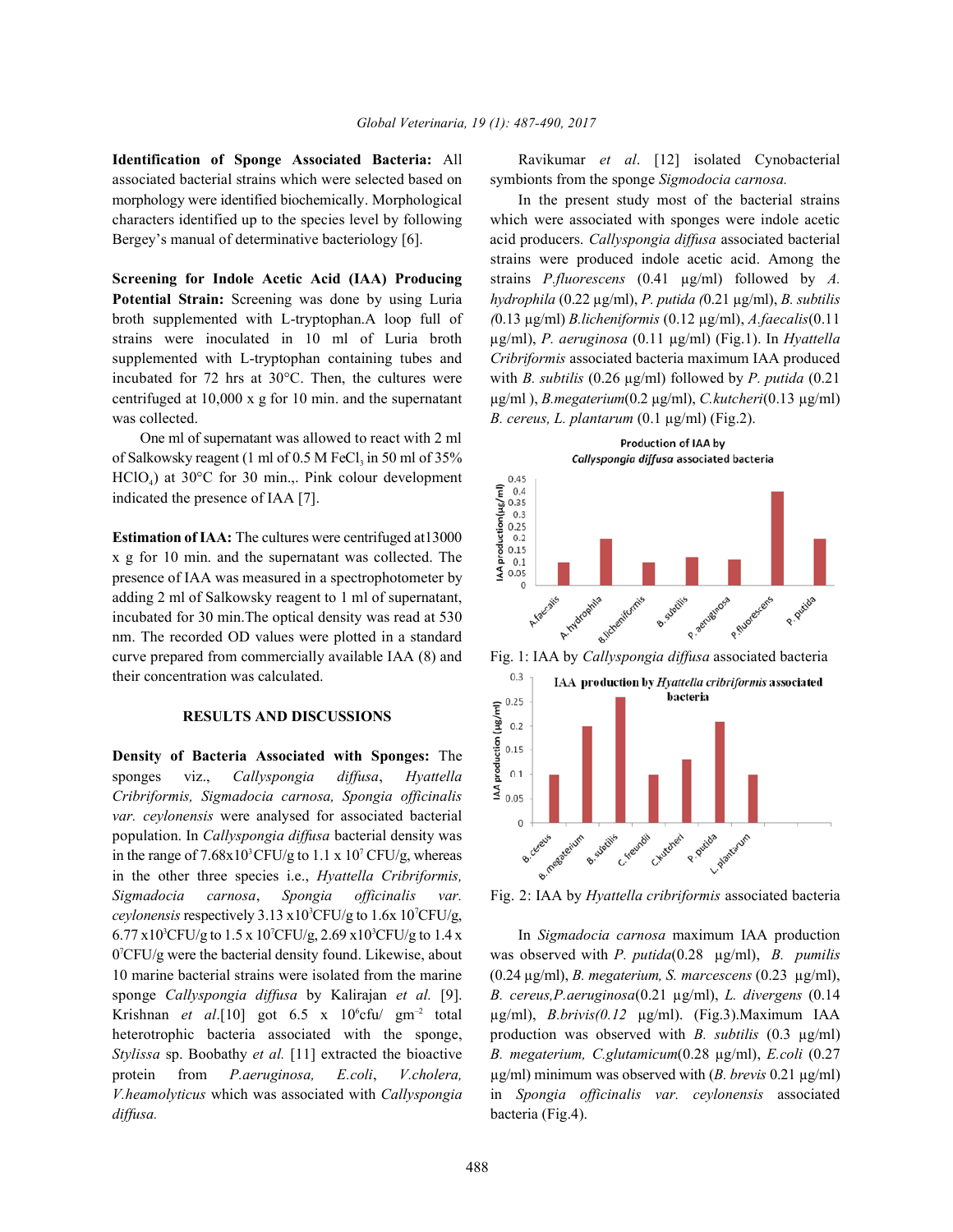**Identification of Sponge Associated Bacteria:** All associated bacterial strains which were selected based on morphology were identified biochemically. Morphological characters identified up to the species level by following Bergey's manual of determinative bacteriology [6].

**Screening for Indole Acetic Acid (IAA) Producing Potential Strain:** Screening was done by using Luria broth supplemented with L-tryptophan.A loop full of strains were inoculated in 10 ml of Luria broth supplemented with L-tryptophan containing tubes and incubated for 72 hrs at 30°C. Then, the cultures were centrifuged at 10,000 x g for 10 min. and the supernatant was collected.

One ml of supernatant was allowed to react with 2 ml of Salkowsky reagent (1 ml of 0.5 M $FeCl_3$ in 50 ml of 35% $HClO_4$) at 30°C for 30 min.,. Pink colour development indicated the presence of IAA [7].

**Estimation of IAA:** The cultures were centrifuged at13000 x g for 10 min. and the supernatant was collected. The presence of IAA was measured in a spectrophotometer by adding 2 ml of Salkowsky reagent to 1 ml of supernatant, incubated for 30 min.The optical density was read at 530 nm. The recorded OD values were plotted in a standard curve prepared from commercially available IAA (8) and their concentration was calculated.

## RESULTS AND DISCUSSIONS

**Density of Bacteria Associated with Sponges:** The sponges viz., *Callyspongia diffusa*, *Hyattella Cribriformis, Sigmadocia carnosa, Spongia officinalis var. ceylonensis* were analysed for associated bacterial population. In *Callyspongia diffusa* bacterial density was in the range of 7.68x$10^3$CFU/g to 1.1 x $10^7$ CFU/g, whereas in the other three species i.e., *Hyattella Cribriformis, Sigmadocia carnosa*, *Spongia officinalis var. ceylonensis* respectively 3.13 x$10^3$CFU/g to 1.6x $10^7$CFU/g, 6.77 x$10^3$CFU/g to 1.5 x $10^7$CFU/g, 2.69 x$10^3$CFU/g to 1.4 x $0^7$CFU/g were the bacterial density found. Likewise, about 10 marine bacterial strains were isolated from the marine sponge *Callyspongia diffusa* by Kalirajan *et al.* [9]. Krishnan *et al.*[10] got 6.5 x $10^6$cfu/ $gm^{-2}$ total heterotrophic bacteria associated with the sponge, *Stylissa* sp. Boobathy *et al.* [11] extracted the bioactive protein from *P.aeruginosa, E.coli*, *V.cholera, V.heamolyticus* which was associated with *Callyspongia diffusa.*

Ravikumar *et al*. [12] isolated Cynobacterial symbionts from the sponge *Sigmodocia carnosa.*

In the present study most of the bacterial strains which were associated with sponges were indole acetic acid producers. *Callyspongia diffusa* associated bacterial strains were produced indole acetic acid. Among the strains *P.fluorescens* (0.41 µg/ml) followed by *A. hydrophila* (0.22 µg/ml), *P. putida (*0.21 µg/ml), *B. subtilis (*0.13 µg/ml) *B.licheniformis* (0.12 µg/ml), *A.faecalis*(0.11 µg/ml), *P. aeruginosa* (0.11 µg/ml) (Fig.1). In *Hyattella Cribriformis* associated bacteria maximum IAA produced with *B. subtilis* (0.26 µg/ml) followed by *P. putida* (0.21 µg/ml ), *B.megaterium*(0.2 µg/ml), *C.kutcheri*(0.13 µg/ml) *B. cereus, L. plantarum* (0.1 µg/ml) (Fig.2).

Fig. 1: IAA by *Callyspongia diffusa* associated bacteria

Fig. 2: IAA by *Hyattella cribriformis* associated bacteria

In *Sigmadocia carnosa* maximum IAA production was observed with *P. putida*(0.28 µg/ml), *B. pumilis* (0.24 µg/ml), *B. megaterium, S. marcescens* (0.23 µg/ml), *B. cereus,P.aeruginosa*(0.21 µg/ml), *L. divergens* (0.14 µg/ml), *B.brivis(0.12* µg/ml). (Fig.3).Maximum IAA production was observed with *B. subtilis* (0.3 µg/ml) *B. megaterium, C.glutamicum*(0.28 µg/ml), *E.coli* (0.27 µg/ml) minimum was observed with (*B. brevis* 0.21 µg/ml) in *Spongia officinalis var. ceylonensis* associated bacteria (Fig.4).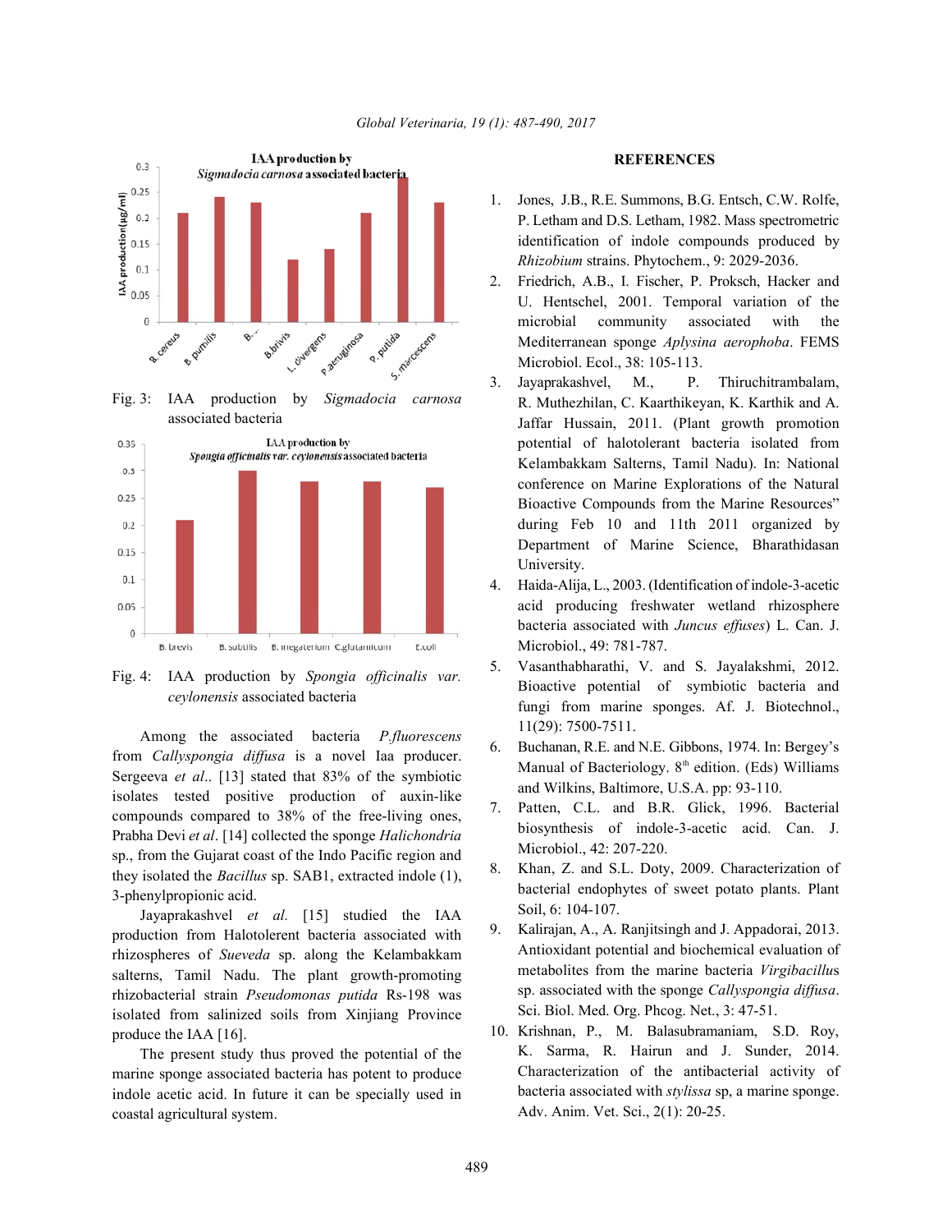Fig. 3: IAA production by *Sigmadocia carnosa* associated bacteria

Fig. 4: IAA production by *Spongia officinalis var. ceylonensis* associated bacteria

Among the associated bacteria *P.fluorescens* from *Callyspongia diffusa* is a novel Iaa producer. Sergeeva *et al*.. [13] stated that 83% of the symbiotic isolates tested positive production of auxin-like compounds compared to 38% of the free-living ones, Prabha Devi *et al*. [14] collected the sponge *Halichondria* sp., from the Gujarat coast of the Indo Pacific region and they isolated the *Bacillus* sp. SAB1, extracted indole (1), 3-phenylpropionic acid.

Jayaprakashvel *et al.* [15] studied the IAA production from Halotolerent bacteria associated with rhizospheres of *Sueveda* sp. along the Kelambakkam salterns, Tamil Nadu. The plant growth-promoting rhizobacterial strain *Pseudomonas putida* Rs-198 was isolated from salinized soils from Xinjiang Province produce the IAA [16].

The present study thus proved the potential of the marine sponge associated bacteria has potent to produce indole acetic acid. In future it can be specially used in coastal agricultural system.

## REFERENCES

1. Jones, J.B., R.E. Summons, B.G. Entsch, C.W. Rolfe, P. Letham and D.S. Letham, 1982. Mass spectrometric identification of indole compounds produced by *Rhizobium* strains. Phytochem., 9: 2029-2036.
2. Friedrich, A.B., I. Fischer, P. Proksch, Hacker and U. Hentschel, 2001. Temporal variation of the microbial community associated with the Mediterranean sponge *Aplysina aerophoba*. FEMS Microbiol. Ecol., 38: 105-113.
3. Jayaprakashvel, M., P. Thiruchitrambalam, R. Muthezhilan, C. Kaarthikeyan, K. Karthik and A. Jaffar Hussain, 2011. (Plant growth promotion potential of halotolerant bacteria isolated from Kelambakkam Salterns, Tamil Nadu). In: National conference on Marine Explorations of the Natural Bioactive Compounds from the Marine Resources" during Feb 10 and 11th 2011 organized by Department of Marine Science, Bharathidasan University.
4. Haida-Alija, L., 2003. (Identification of indole-3-acetic acid producing freshwater wetland rhizosphere bacteria associated with *Juncus effuses*) L. Can. J. Microbiol., 49: 781-787.
5. Vasanthabharathi, V. and S. Jayalakshmi, 2012. Bioactive potential of symbiotic bacteria and fungi from marine sponges. Af. J. Biotechnol., 11(29): 7500-7511.
6. Buchanan, R.E. and N.E. Gibbons, 1974. In: Bergey's Manual of Bacteriology. 8th edition. (Eds) Williams and Wilkins, Baltimore, U.S.A. pp: 93-110.
7. Patten, C.L. and B.R. Glick, 1996. Bacterial biosynthesis of indole-3-acetic acid. Can. J. Microbiol., 42: 207-220.
8. Khan, Z. and S.L. Doty, 2009. Characterization of bacterial endophytes of sweet potato plants. Plant Soil, 6: 104-107.
9. Kalirajan, A., A. Ranjitsingh and J. Appadorai, 2013. Antioxidant potential and biochemical evaluation of metabolites from the marine bacteria *Virgibacillus* sp. associated with the sponge *Callyspongia diffusa*. Sci. Biol. Med. Org. Phcog. Net., 3: 47-51.
10. Krishnan, P., M. Balasubramaniam, S.D. Roy, K. Sarma, R. Hairun and J. Sunder, 2014. Characterization of the antibacterial activity of bacteria associated with *stylissa* sp, a marine sponge. Adv. Anim. Vet. Sci., 2(1): 20-25.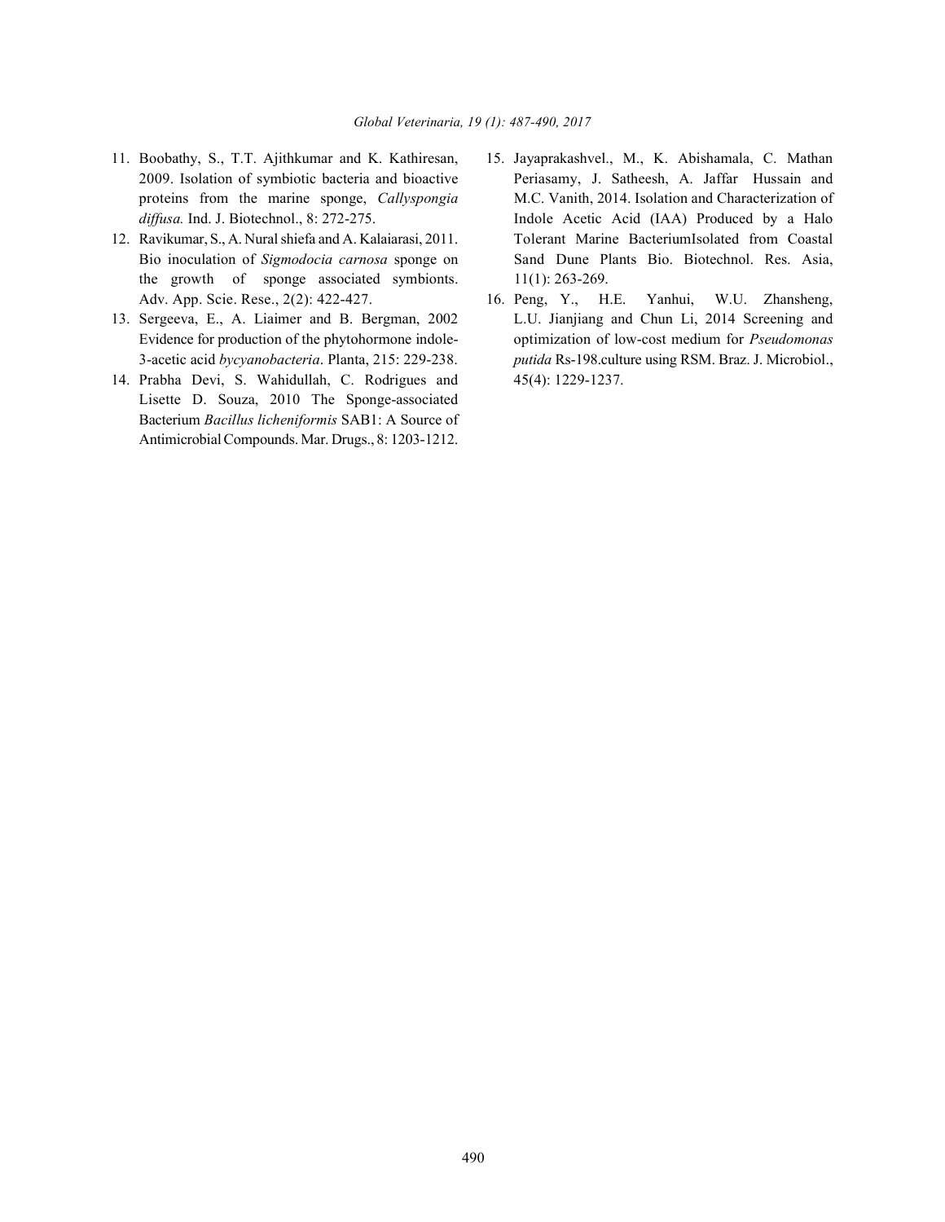11. Boobathy, S., T.T. Ajithkumar and K. Kathiresan, 2009. Isolation of symbiotic bacteria and bioactive proteins from the marine sponge, *Callyspongia diffusa.* Ind. J. Biotechnol., 8: 272-275.
12. Ravikumar, S., A. Nural shiefa and A. Kalaiarasi, 2011. Bio inoculation of *Sigmodocia carnosa* sponge on the growth of sponge associated symbionts. Adv. App. Scie. Rese., 2(2): 422-427.
13. Sergeeva, E., A. Liaimer and B. Bergman, 2002 Evidence for production of the phytohormone indole-3-acetic acid *bycyanobacteria*. Planta, 215: 229-238.
14. Prabha Devi, S. Wahidullah, C. Rodrigues and Lisette D. Souza, 2010 The Sponge-associated Bacterium *Bacillus licheniformis* SAB1: A Source of Antimicrobial Compounds. Mar. Drugs., 8: 1203-1212.
15. Jayaprakashvel., M., K. Abishamala, C. Mathan Periasamy, J. Satheesh, A. Jaffar Hussain and M.C. Vanith, 2014. Isolation and Characterization of Indole Acetic Acid (IAA) Produced by a Halo Tolerant Marine BacteriumIsolated from Coastal Sand Dune Plants Bio. Biotechnol. Res. Asia, 11(1): 263-269.
16. Peng, Y., H.E. Yanhui, W.U. Zhansheng, L.U. Jianjiang and Chun Li, 2014 Screening and optimization of low-cost medium for *Pseudomonas putida* Rs-198.culture using RSM. Braz. J. Microbiol., 45(4): 1229-1237.